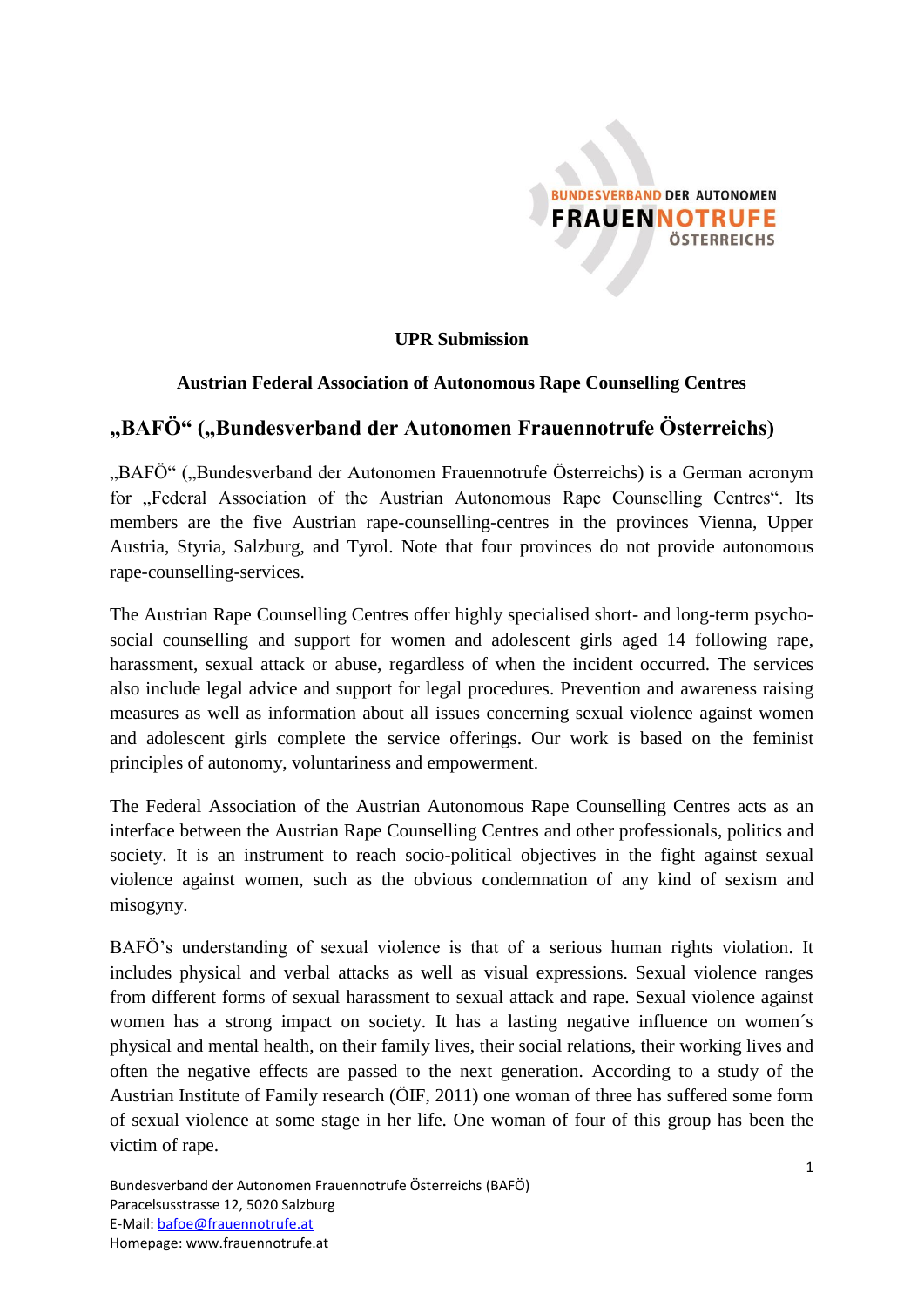**UPR Submission**

**Austrian Federal Association of Autonomous Rape Counselling Centres**

# „BAFÖ" („Bundesverband der Autonomen Frauennotrufe Österreichs)

„BAFÖ" („Bundesverband der Autonomen Frauennotrufe Österreichs) is a German acronym for „Federal Association of the Austrian Autonomous Rape Counselling Centres". Its members are the five Austrian rape-counselling-centres in the provinces Vienna, Upper Austria, Styria, Salzburg, and Tyrol. Note that four provinces do not provide autonomous rape-counselling-services.

The Austrian Rape Counselling Centres offer highly specialised short- and long-term psycho-social counselling and support for women and adolescent girls aged 14 following rape, harassment, sexual attack or abuse, regardless of when the incident occurred. The services also include legal advice and support for legal procedures. Prevention and awareness raising measures as well as information about all issues concerning sexual violence against women and adolescent girls complete the service offerings. Our work is based on the feminist principles of autonomy, voluntariness and empowerment.

The Federal Association of the Austrian Autonomous Rape Counselling Centres acts as an interface between the Austrian Rape Counselling Centres and other professionals, politics and society. It is an instrument to reach socio-political objectives in the fight against sexual violence against women, such as the obvious condemnation of any kind of sexism and misogyny.

BAFÖ's understanding of sexual violence is that of a serious human rights violation. It includes physical and verbal attacks as well as visual expressions. Sexual violence ranges from different forms of sexual harassment to sexual attack and rape. Sexual violence against women has a strong impact on society. It has a lasting negative influence on women´s physical and mental health, on their family lives, their social relations, their working lives and often the negative effects are passed to the next generation. According to a study of the Austrian Institute of Family research (ÖIF, 2011) one woman of three has suffered some form of sexual violence at some stage in her life. One woman of four of this group has been the victim of rape.

Bundesverband der Autonomen Frauennotrufe Österreichs (BAFÖ)
Paracelsusstrasse 12, 5020 Salzburg
E-Mail: bafoe@frauennotrufe.at
Homepage: www.frauennotrufe.at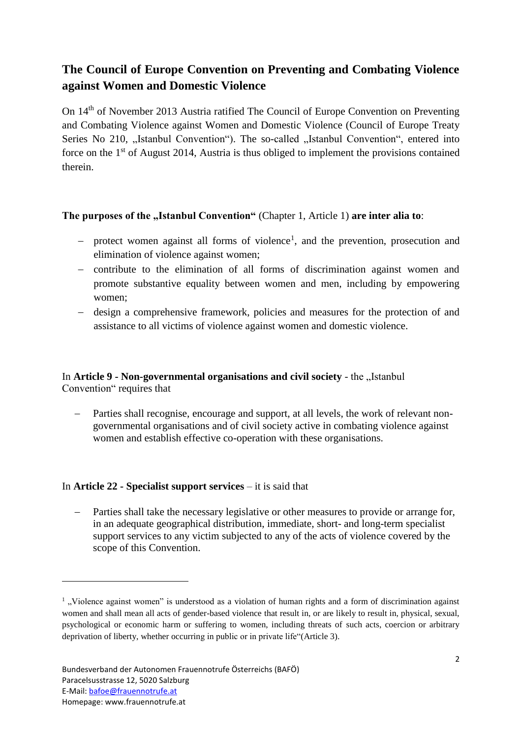## The Council of Europe Convention on Preventing and Combating Violence against Women and Domestic Violence

On 14th of November 2013 Austria ratified The Council of Europe Convention on Preventing and Combating Violence against Women and Domestic Violence (Council of Europe Treaty Series No 210, „Istanbul Convention"). The so-called „Istanbul Convention", entered into force on the 1st of August 2014, Austria is thus obliged to implement the provisions contained therein.

**The purposes of the „Istanbul Convention"** (Chapter 1, Article 1) **are inter alia to**:

- protect women against all forms of violence[1], and the prevention, prosecution and elimination of violence against women;
- contribute to the elimination of all forms of discrimination against women and promote substantive equality between women and men, including by empowering women;
- design a comprehensive framework, policies and measures for the protection of and assistance to all victims of violence against women and domestic violence.

In **Article 9 - Non-governmental organisations and civil society** - the „Istanbul Convention" requires that

- Parties shall recognise, encourage and support, at all levels, the work of relevant non-governmental organisations and of civil society active in combating violence against women and establish effective co-operation with these organisations.

In **Article 22 - Specialist support services** – it is said that

- Parties shall take the necessary legislative or other measures to provide or arrange for, in an adequate geographical distribution, immediate, short- and long-term specialist support services to any victim subjected to any of the acts of violence covered by the scope of this Convention.

---

[1] „Violence against women" is understood as a violation of human rights and a form of discrimination against women and shall mean all acts of gender-based violence that result in, or are likely to result in, physical, sexual, psychological or economic harm or suffering to women, including threats of such acts, coercion or arbitrary deprivation of liberty, whether occurring in public or in private life"(Article 3).

Bundesverband der Autonomen Frauennotrufe Österreichs (BAFÖ)
Paracelsusstrasse 12, 5020 Salzburg
E-Mail: bafoe@frauennotrufe.at
Homepage: www.frauennotrufe.at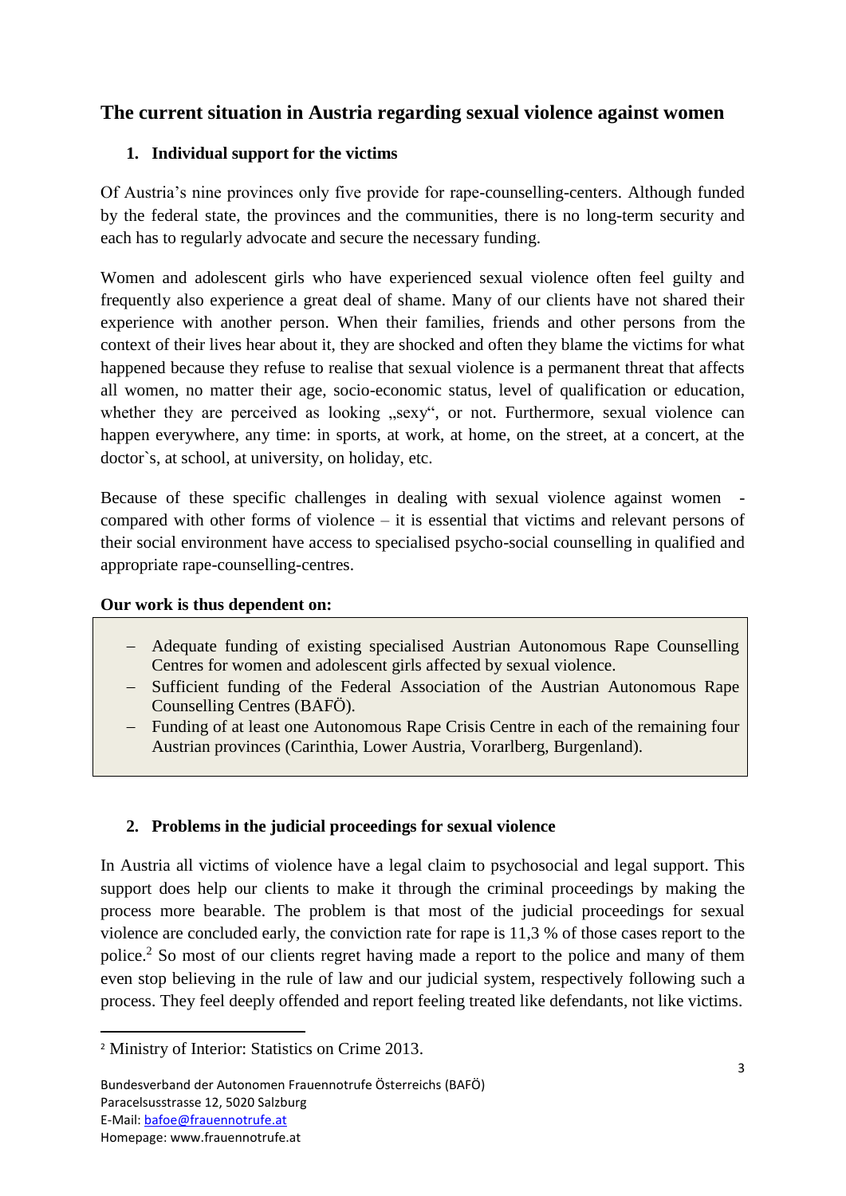## The current situation in Austria regarding sexual violence against women

### 1. Individual support for the victims

Of Austria's nine provinces only five provide for rape-counselling-centers. Although funded by the federal state, the provinces and the communities, there is no long-term security and each has to regularly advocate and secure the necessary funding.

Women and adolescent girls who have experienced sexual violence often feel guilty and frequently also experience a great deal of shame. Many of our clients have not shared their experience with another person. When their families, friends and other persons from the context of their lives hear about it, they are shocked and often they blame the victims for what happened because they refuse to realise that sexual violence is a permanent threat that affects all women, no matter their age, socio-economic status, level of qualification or education, whether they are perceived as looking „sexy", or not. Furthermore, sexual violence can happen everywhere, any time: in sports, at work, at home, on the street, at a concert, at the doctor`s, at school, at university, on holiday, etc.

Because of these specific challenges in dealing with sexual violence against women - compared with other forms of violence – it is essential that victims and relevant persons of their social environment have access to specialised psycho-social counselling in qualified and appropriate rape-counselling-centres.

**Our work is thus dependent on:**

- Adequate funding of existing specialised Austrian Autonomous Rape Counselling Centres for women and adolescent girls affected by sexual violence.
- Sufficient funding of the Federal Association of the Austrian Autonomous Rape Counselling Centres (BAFÖ).
- Funding of at least one Autonomous Rape Crisis Centre in each of the remaining four Austrian provinces (Carinthia, Lower Austria, Vorarlberg, Burgenland).

### 2. Problems in the judicial proceedings for sexual violence

In Austria all victims of violence have a legal claim to psychosocial and legal support. This support does help our clients to make it through the criminal proceedings by making the process more bearable. The problem is that most of the judicial proceedings for sexual violence are concluded early, the conviction rate for rape is 11,3 % of those cases report to the police.[2] So most of our clients regret having made a report to the police and many of them even stop believing in the rule of law and our judicial system, respectively following such a process. They feel deeply offended and report feeling treated like defendants, not like victims.

[2] Ministry of Interior: Statistics on Crime 2013.

Bundesverband der Autonomen Frauennotrufe Österreichs (BAFÖ)
Paracelsusstrasse 12, 5020 Salzburg
E-Mail: bafoe@frauennotrufe.at
Homepage: www.frauennotrufe.at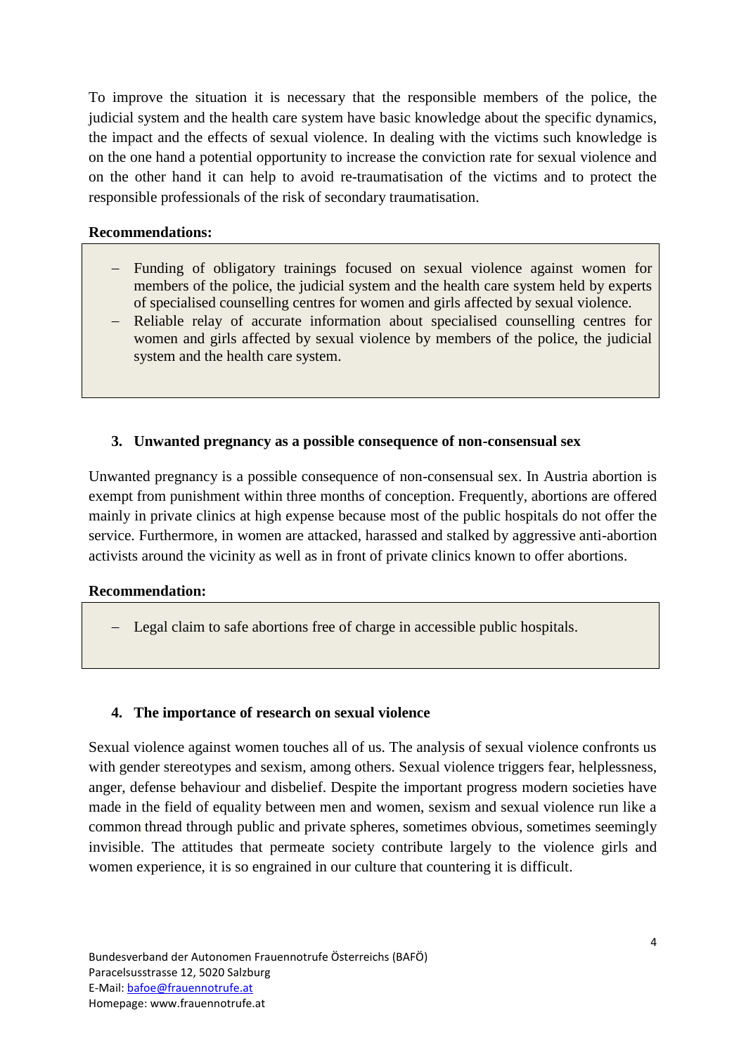To improve the situation it is necessary that the responsible members of the police, the judicial system and the health care system have basic knowledge about the specific dynamics, the impact and the effects of sexual violence. In dealing with the victims such knowledge is on the one hand a potential opportunity to increase the conviction rate for sexual violence and on the other hand it can help to avoid re-traumatisation of the victims and to protect the responsible professionals of the risk of secondary traumatisation.

**Recommendations:**

- Funding of obligatory trainings focused on sexual violence against women for members of the police, the judicial system and the health care system held by experts of specialised counselling centres for women and girls affected by sexual violence.
- Reliable relay of accurate information about specialised counselling centres for women and girls affected by sexual violence by members of the police, the judicial system and the health care system.

## 3. Unwanted pregnancy as a possible consequence of non-consensual sex

Unwanted pregnancy is a possible consequence of non-consensual sex. In Austria abortion is exempt from punishment within three months of conception. Frequently, abortions are offered mainly in private clinics at high expense because most of the public hospitals do not offer the service. Furthermore, in women are attacked, harassed and stalked by aggressive anti-abortion activists around the vicinity as well as in front of private clinics known to offer abortions.

**Recommendation:**

- Legal claim to safe abortions free of charge in accessible public hospitals.

## 4. The importance of research on sexual violence

Sexual violence against women touches all of us. The analysis of sexual violence confronts us with gender stereotypes and sexism, among others. Sexual violence triggers fear, helplessness, anger, defense behaviour and disbelief. Despite the important progress modern societies have made in the field of equality between men and women, sexism and sexual violence run like a common thread through public and private spheres, sometimes obvious, sometimes seemingly invisible. The attitudes that permeate society contribute largely to the violence girls and women experience, it is so engrained in our culture that countering it is difficult.

Bundesverband der Autonomen Frauennotrufe Österreichs (BAFÖ)
Paracelsusstrasse 12, 5020 Salzburg
E-Mail: bafoe@frauennotrufe.at
Homepage: www.frauennotrufe.at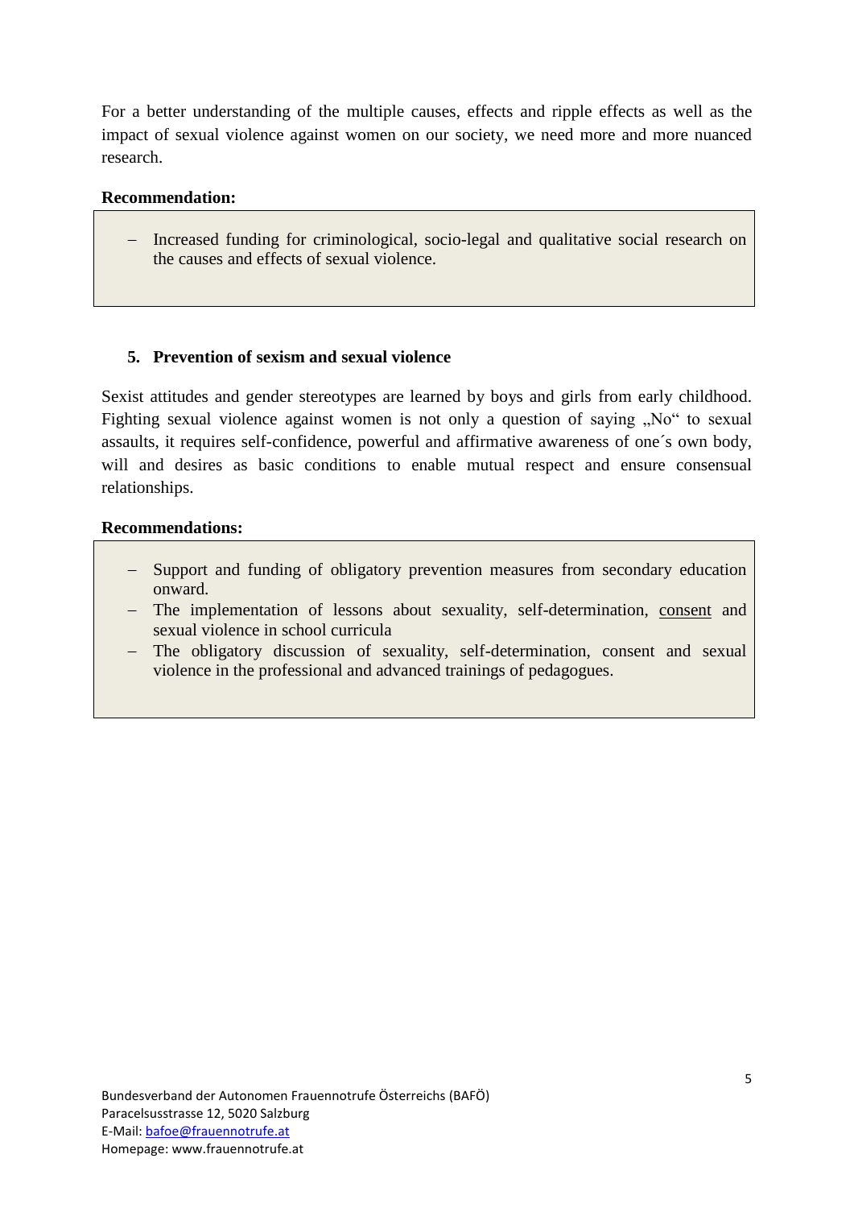For a better understanding of the multiple causes, effects and ripple effects as well as the impact of sexual violence against women on our society, we need more and more nuanced research.

**Recommendation:**

- Increased funding for criminological, socio-legal and qualitative social research on the causes and effects of sexual violence.

## 5. Prevention of sexism and sexual violence

Sexist attitudes and gender stereotypes are learned by boys and girls from early childhood. Fighting sexual violence against women is not only a question of saying „No" to sexual assaults, it requires self-confidence, powerful and affirmative awareness of one´s own body, will and desires as basic conditions to enable mutual respect and ensure consensual relationships.

**Recommendations:**

- Support and funding of obligatory prevention measures from secondary education onward.
- The implementation of lessons about sexuality, self-determination, consent and sexual violence in school curricula
- The obligatory discussion of sexuality, self-determination, consent and sexual violence in the professional and advanced trainings of pedagogues.

Bundesverband der Autonomen Frauennotrufe Österreichs (BAFÖ)
Paracelsusstrasse 12, 5020 Salzburg
E-Mail: bafoe@frauennotrufe.at
Homepage: www.frauennotrufe.at